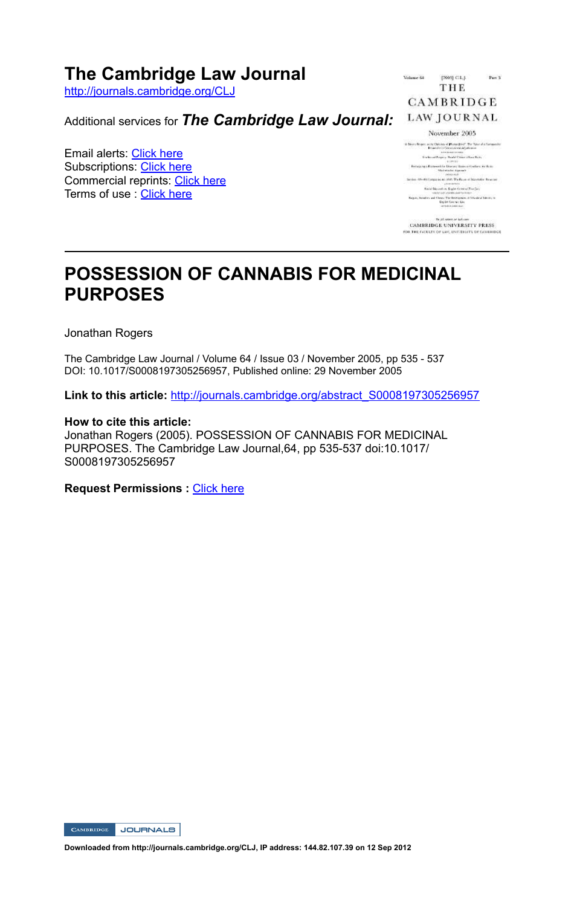# The Cambridge Law Journal

http://journals.cambridge.org/CLJ

Additional services for ***The Cambridge Law Journal:***

Email alerts: Click here
Subscriptions: Click here
Commercial reprints: Click here
Terms of use : Click here

---

# POSSESSION OF CANNABIS FOR MEDICINAL PURPOSES

Jonathan Rogers

The Cambridge Law Journal / Volume 64 / Issue 03 / November 2005, pp 535 - 537
DOI: 10.1017/S0008197305256957, Published online: 29 November 2005

**Link to this article:** http://journals.cambridge.org/abstract_S0008197305256957

**How to cite this article:**
Jonathan Rogers (2005). POSSESSION OF CANNABIS FOR MEDICINAL PURPOSES. The Cambridge Law Journal,64, pp 535-537 doi:10.1017/S0008197305256957

**Request Permissions :** Click here

**Downloaded from http://journals.cambridge.org/CLJ, IP address: 144.82.107.39 on 12 Sep 2012**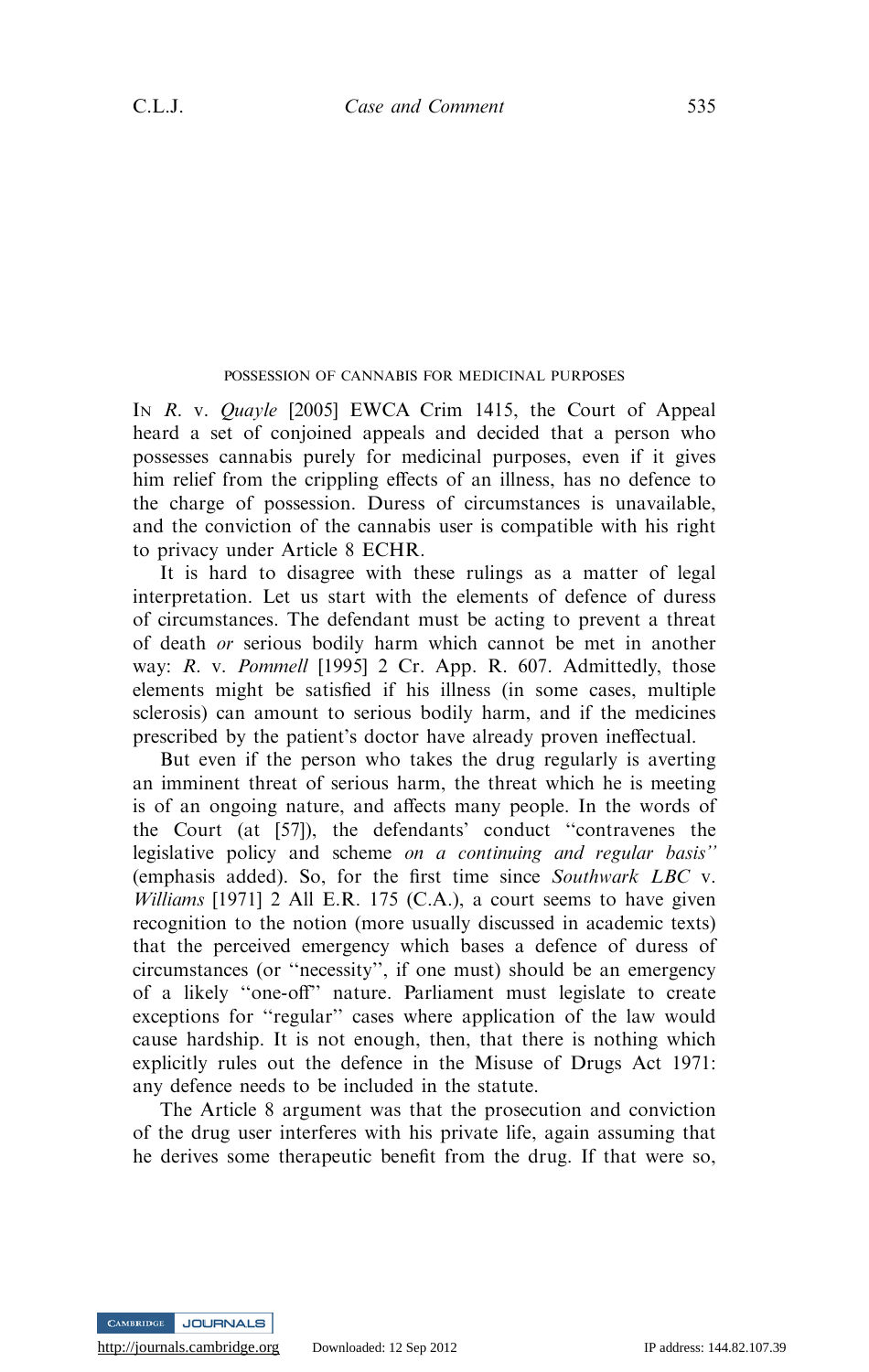## POSSESSION OF CANNABIS FOR MEDICINAL PURPOSES

IN *R.* v. *Quayle* [2005] EWCA Crim 1415, the Court of Appeal heard a set of conjoined appeals and decided that a person who possesses cannabis purely for medicinal purposes, even if it gives him relief from the crippling effects of an illness, has no defence to the charge of possession. Duress of circumstances is unavailable, and the conviction of the cannabis user is compatible with his right to privacy under Article 8 ECHR.

It is hard to disagree with these rulings as a matter of legal interpretation. Let us start with the elements of defence of duress of circumstances. The defendant must be acting to prevent a threat of death *or* serious bodily harm which cannot be met in another way: *R.* v. *Pommell* [1995] 2 Cr. App. R. 607. Admittedly, those elements might be satisfied if his illness (in some cases, multiple sclerosis) can amount to serious bodily harm, and if the medicines prescribed by the patient's doctor have already proven ineffectual.

But even if the person who takes the drug regularly is averting an imminent threat of serious harm, the threat which he is meeting is of an ongoing nature, and affects many people. In the words of the Court (at [57]), the defendants' conduct "contravenes the legislative policy and scheme *on a continuing and regular basis*" (emphasis added). So, for the first time since *Southwark LBC* v. *Williams* [1971] 2 All E.R. 175 (C.A.), a court seems to have given recognition to the notion (more usually discussed in academic texts) that the perceived emergency which bases a defence of duress of circumstances (or "necessity", if one must) should be an emergency of a likely "one-off" nature. Parliament must legislate to create exceptions for "regular" cases where application of the law would cause hardship. It is not enough, then, that there is nothing which explicitly rules out the defence in the Misuse of Drugs Act 1971: any defence needs to be included in the statute.

The Article 8 argument was that the prosecution and conviction of the drug user interferes with his private life, again assuming that he derives some therapeutic benefit from the drug. If that were so,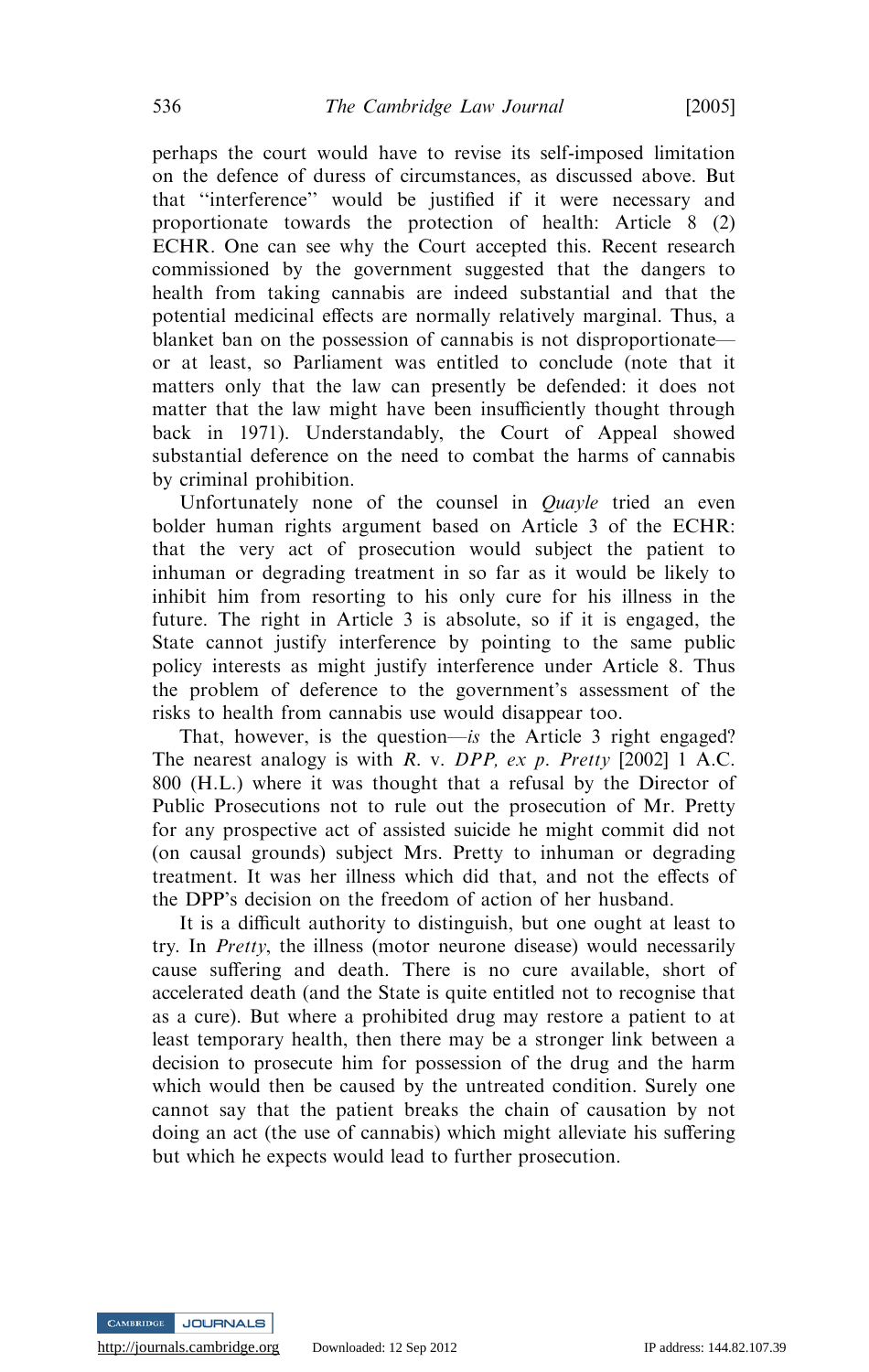perhaps the court would have to revise its self-imposed limitation on the defence of duress of circumstances, as discussed above. But that "interference" would be justified if it were necessary and proportionate towards the protection of health: Article 8 (2) ECHR. One can see why the Court accepted this. Recent research commissioned by the government suggested that the dangers to health from taking cannabis are indeed substantial and that the potential medicinal effects are normally relatively marginal. Thus, a blanket ban on the possession of cannabis is not disproportionate—or at least, so Parliament was entitled to conclude (note that it matters only that the law can presently be defended: it does not matter that the law might have been insufficiently thought through back in 1971). Understandably, the Court of Appeal showed substantial deference on the need to combat the harms of cannabis by criminal prohibition.

Unfortunately none of the counsel in *Quayle* tried an even bolder human rights argument based on Article 3 of the ECHR: that the very act of prosecution would subject the patient to inhuman or degrading treatment in so far as it would be likely to inhibit him from resorting to his only cure for his illness in the future. The right in Article 3 is absolute, so if it is engaged, the State cannot justify interference by pointing to the same public policy interests as might justify interference under Article 8. Thus the problem of deference to the government's assessment of the risks to health from cannabis use would disappear too.

That, however, is the question—*is* the Article 3 right engaged? The nearest analogy is with *R.* v. *DPP, ex p. Pretty* [2002] 1 A.C. 800 (H.L.) where it was thought that a refusal by the Director of Public Prosecutions not to rule out the prosecution of Mr. Pretty for any prospective act of assisted suicide he might commit did not (on causal grounds) subject Mrs. Pretty to inhuman or degrading treatment. It was her illness which did that, and not the effects of the DPP's decision on the freedom of action of her husband.

It is a difficult authority to distinguish, but one ought at least to try. In *Pretty*, the illness (motor neurone disease) would necessarily cause suffering and death. There is no cure available, short of accelerated death (and the State is quite entitled not to recognise that as a cure). But where a prohibited drug may restore a patient to at least temporary health, then there may be a stronger link between a decision to prosecute him for possession of the drug and the harm which would then be caused by the untreated condition. Surely one cannot say that the patient breaks the chain of causation by not doing an act (the use of cannabis) which might alleviate his suffering but which he expects would lead to further prosecution.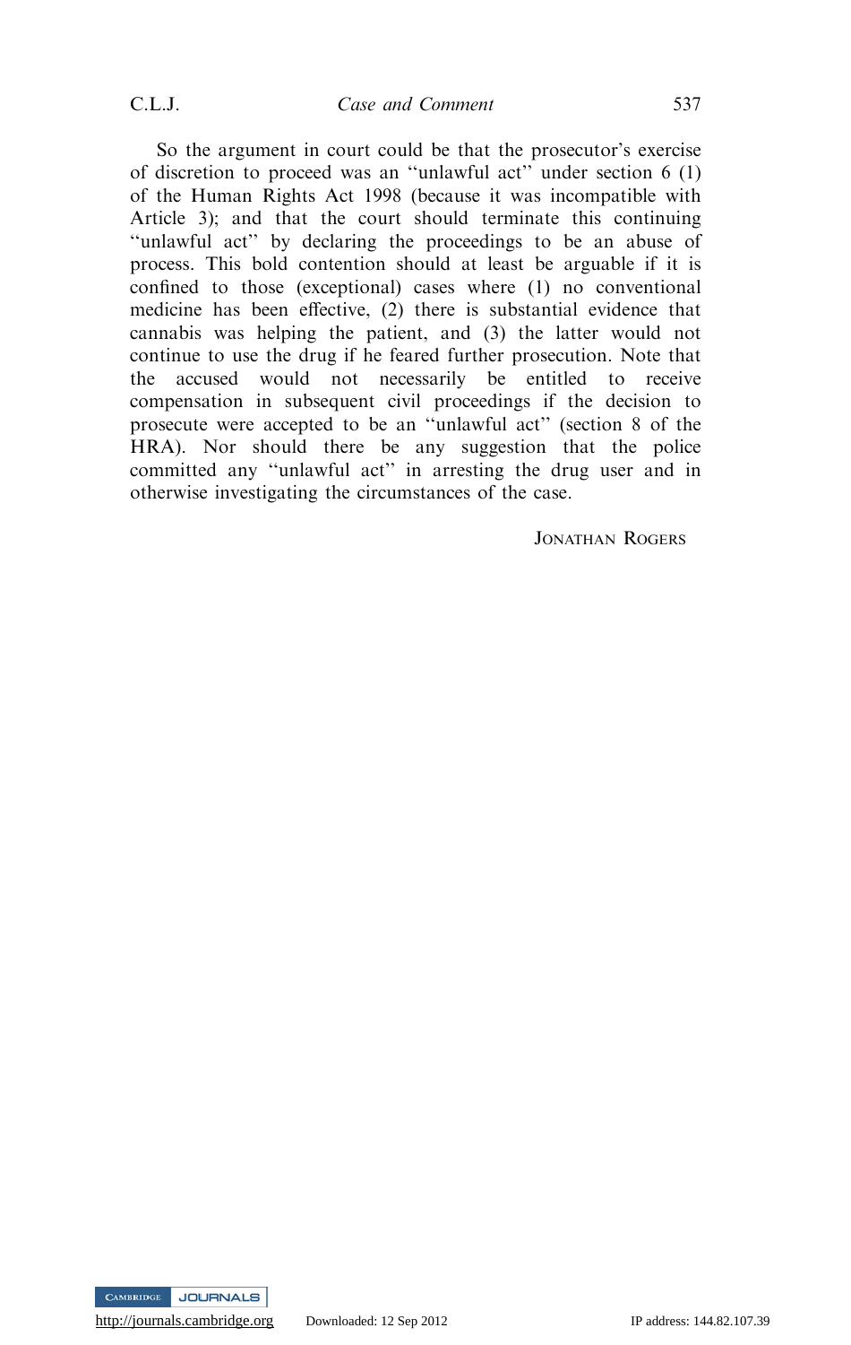So the argument in court could be that the prosecutor's exercise of discretion to proceed was an "unlawful act" under section 6 (1) of the Human Rights Act 1998 (because it was incompatible with Article 3); and that the court should terminate this continuing "unlawful act" by declaring the proceedings to be an abuse of process. This bold contention should at least be arguable if it is confined to those (exceptional) cases where (1) no conventional medicine has been effective, (2) there is substantial evidence that cannabis was helping the patient, and (3) the latter would not continue to use the drug if he feared further prosecution. Note that the accused would not necessarily be entitled to receive compensation in subsequent civil proceedings if the decision to prosecute were accepted to be an "unlawful act" (section 8 of the HRA). Nor should there be any suggestion that the police committed any "unlawful act" in arresting the drug user and in otherwise investigating the circumstances of the case.

JONATHAN ROGERS